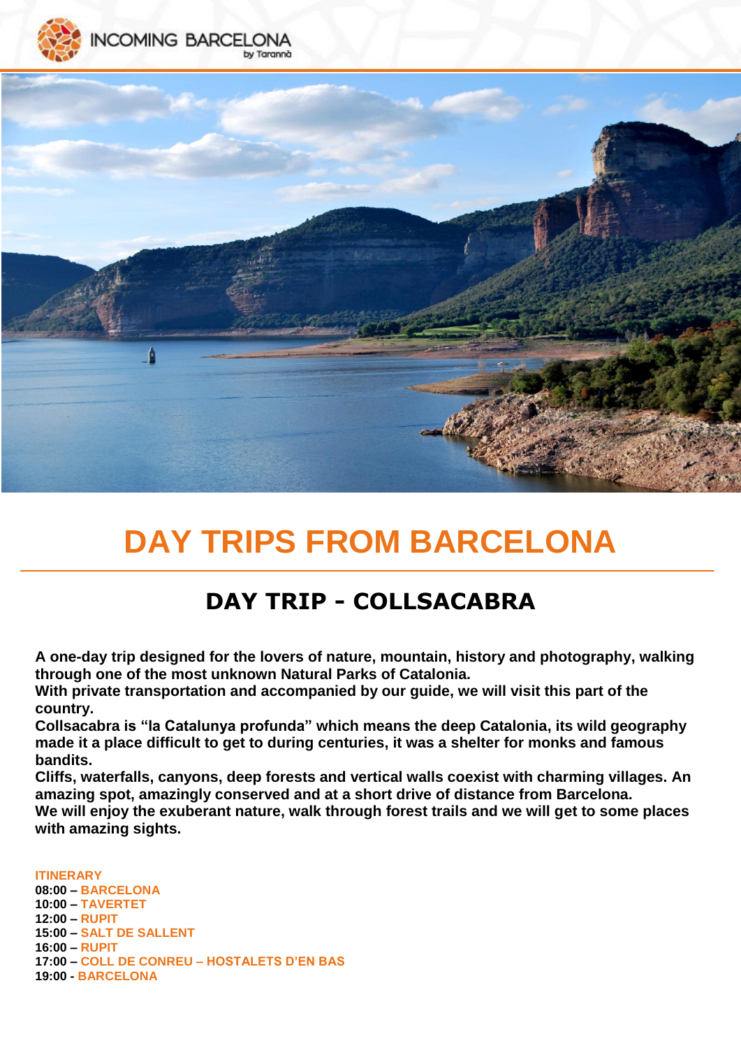INCOMING BARCELONA by Tarannà

# DAY TRIPS FROM BARCELONA

## DAY TRIP - COLLSACABRA

**A one-day trip designed for the lovers of nature, mountain, history and photography, walking through one of the most unknown Natural Parks of Catalonia.**
**With private transportation and accompanied by our guide, we will visit this part of the country.**
**Collsacabra is "la Catalunya profunda" which means the deep Catalonia, its wild geography made it a place difficult to get to during centuries, it was a shelter for monks and famous bandits.**
**Cliffs, waterfalls, canyons, deep forests and vertical walls coexist with charming villages. An amazing spot, amazingly conserved and at a short drive of distance from Barcelona.**
**We will enjoy the exuberant nature, walk through forest trails and we will get to some places with amazing sights.**

**ITINERARY**
**08:00 – BARCELONA**
**10:00 – TAVERTET**
**12:00 – RUPIT**
**15:00 – SALT DE SALLENT**
**16:00 – RUPIT**
**17:00 – COLL DE CONREU – HOSTALETS D'EN BAS**
**19:00 - BARCELONA**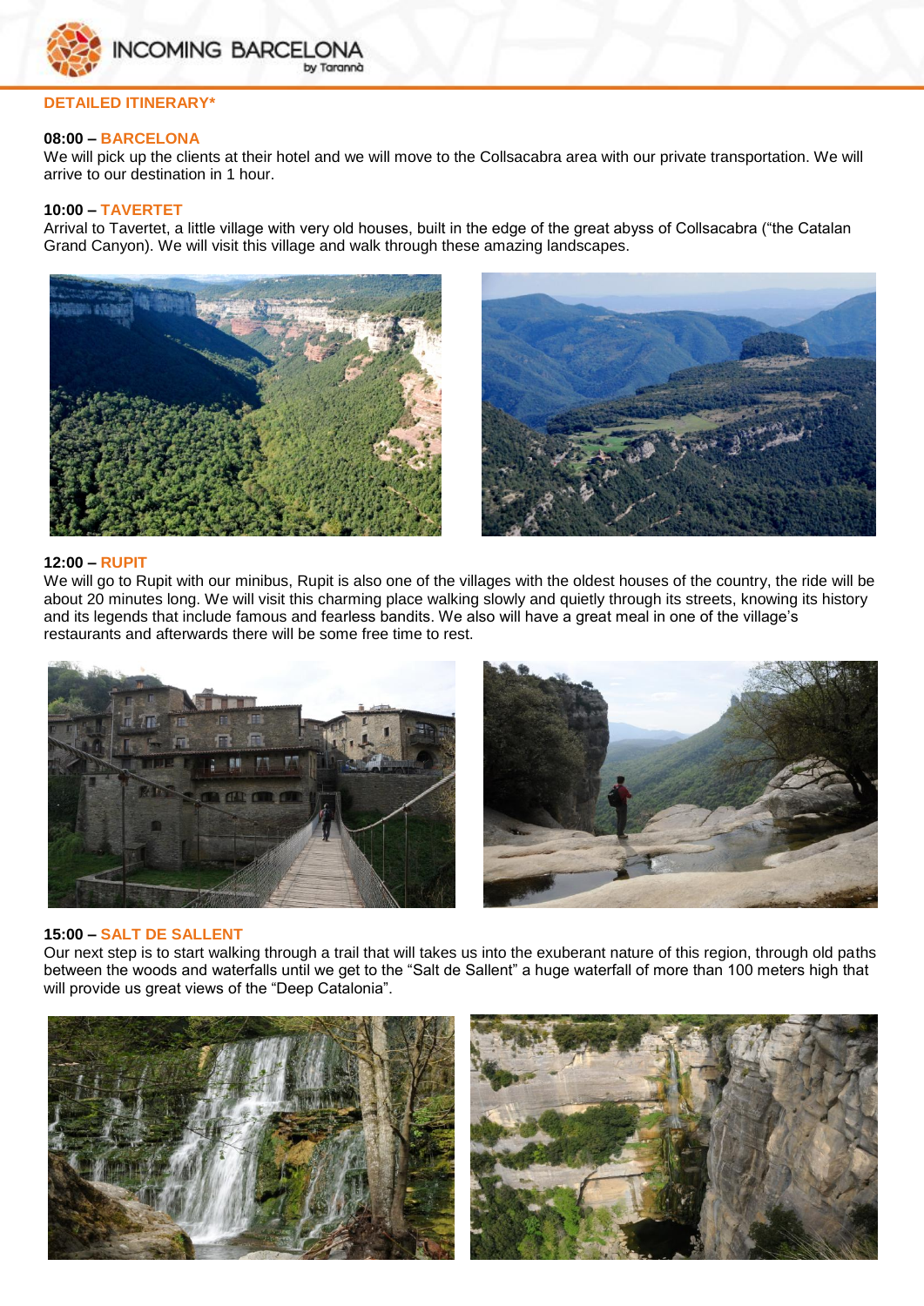## DETAILED ITINERARY*

**08:00 – BARCELONA**

We will pick up the clients at their hotel and we will move to the Collsacabra area with our private transportation. We will arrive to our destination in 1 hour.

**10:00 – TAVERTET**

Arrival to Tavertet, a little village with very old houses, built in the edge of the great abyss of Collsacabra ("the Catalan Grand Canyon). We will visit this village and walk through these amazing landscapes.

**12:00 – RUPIT**

We will go to Rupit with our minibus, Rupit is also one of the villages with the oldest houses of the country, the ride will be about 20 minutes long. We will visit this charming place walking slowly and quietly through its streets, knowing its history and its legends that include famous and fearless bandits. We also will have a great meal in one of the village's restaurants and afterwards there will be some free time to rest.

**15:00 – SALT DE SALLENT**

Our next step is to start walking through a trail that will takes us into the exuberant nature of this region, through old paths between the woods and waterfalls until we get to the "Salt de Sallent" a huge waterfall of more than 100 meters high that will provide us great views of the "Deep Catalonia".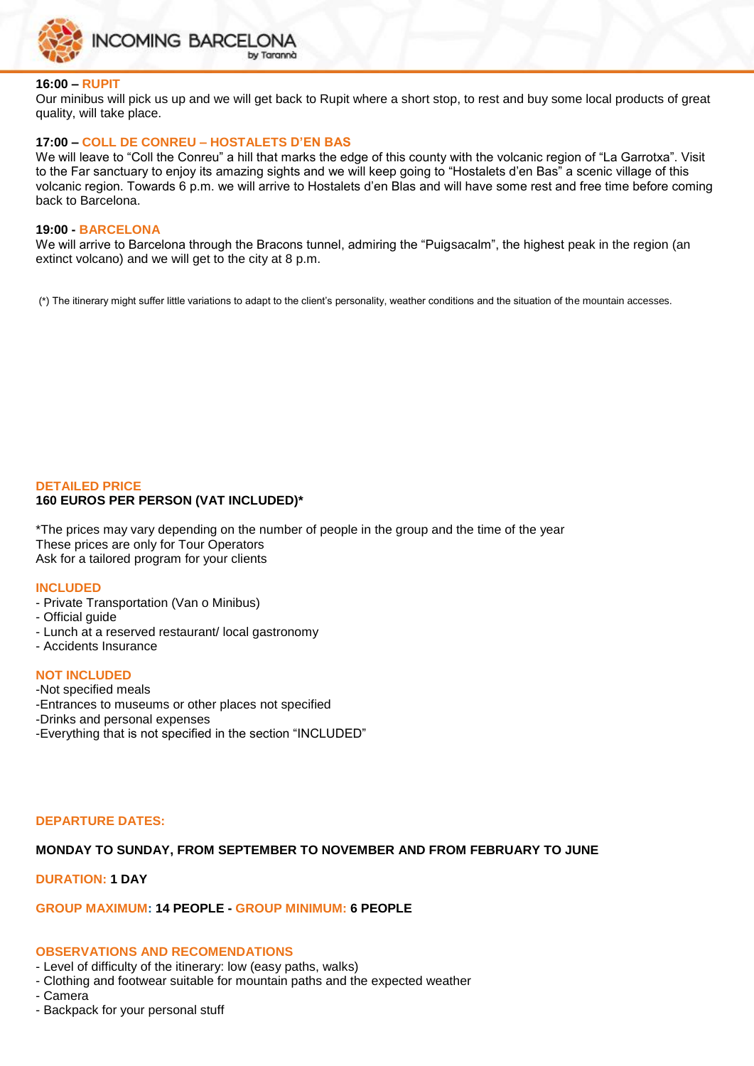**16:00 – RUPIT**

Our minibus will pick us up and we will get back to Rupit where a short stop, to rest and buy some local products of great quality, will take place.

**17:00 – COLL DE CONREU – HOSTALETS D'EN BAS**

We will leave to "Coll the Conreu" a hill that marks the edge of this county with the volcanic region of "La Garrotxa". Visit to the Far sanctuary to enjoy its amazing sights and we will keep going to "Hostalets d'en Bas" a scenic village of this volcanic region. Towards 6 p.m. we will arrive to Hostalets d'en Blas and will have some rest and free time before coming back to Barcelona.

**19:00 - BARCELONA**

We will arrive to Barcelona through the Bracons tunnel, admiring the "Puigsacalm", the highest peak in the region (an extinct volcano) and we will get to the city at 8 p.m.

(*) The itinerary might suffer little variations to adapt to the client's personality, weather conditions and the situation of the mountain accesses.

## DETAILED PRICE

**160 EUROS PER PERSON (VAT INCLUDED)***

*The prices may vary depending on the number of people in the group and the time of the year
These prices are only for Tour Operators
Ask for a tailored program for your clients

## INCLUDED

- Private Transportation (Van o Minibus)
- Official guide
- Lunch at a reserved restaurant/ local gastronomy
- Accidents Insurance

## NOT INCLUDED

-Not specified meals
-Entrances to museums or other places not specified
-Drinks and personal expenses
-Everything that is not specified in the section "INCLUDED"

## DEPARTURE DATES:

**MONDAY TO SUNDAY, FROM SEPTEMBER TO NOVEMBER AND FROM FEBRUARY TO JUNE**

**DURATION: 1 DAY**

**GROUP MAXIMUM: 14 PEOPLE - GROUP MINIMUM: 6 PEOPLE**

## OBSERVATIONS AND RECOMENDATIONS

- Level of difficulty of the itinerary: low (easy paths, walks)
- Clothing and footwear suitable for mountain paths and the expected weather
- Camera
- Backpack for your personal stuff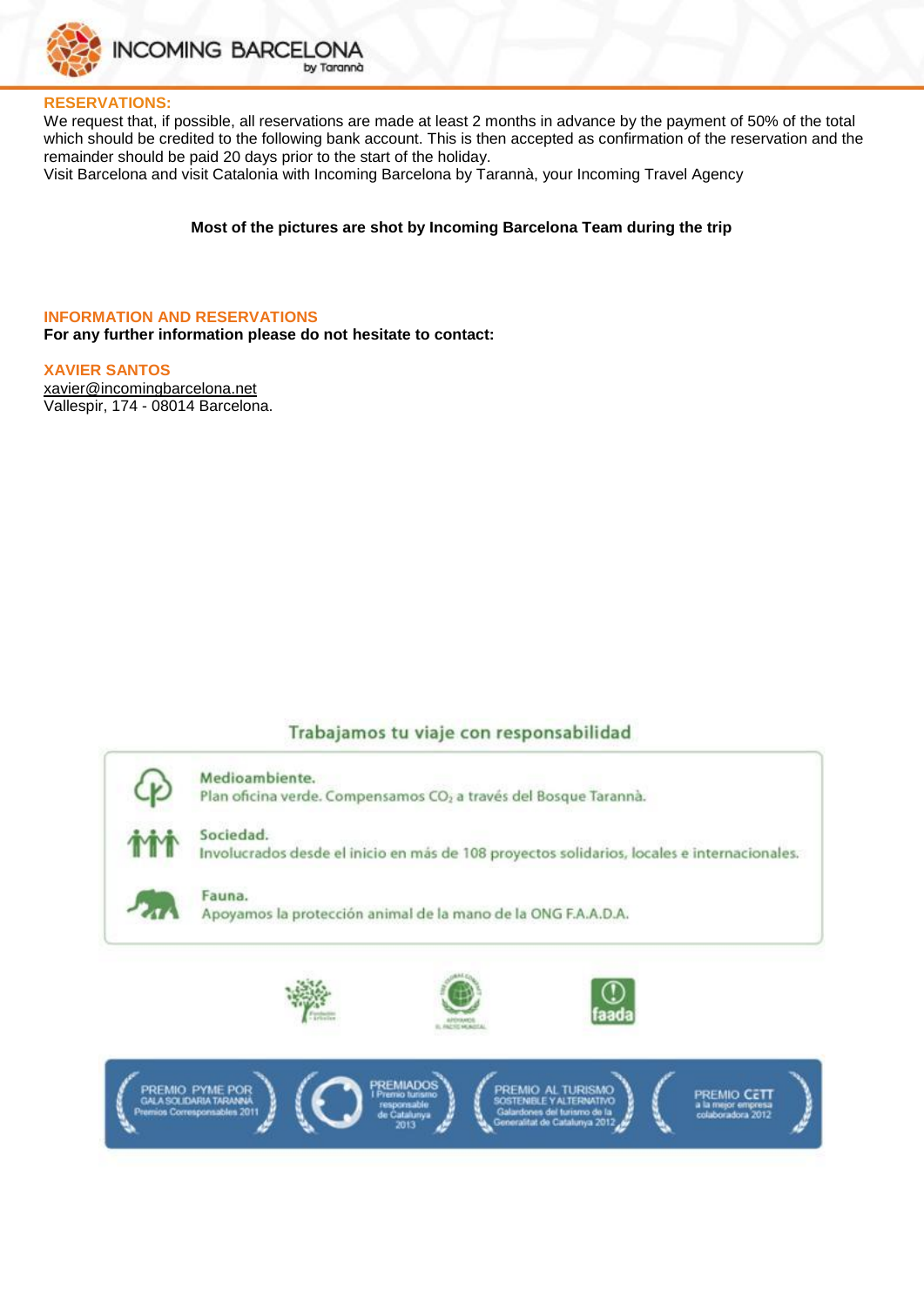**RESERVATIONS:**

We request that, if possible, all reservations are made at least 2 months in advance by the payment of 50% of the total which should be credited to the following bank account. This is then accepted as confirmation of the reservation and the remainder should be paid 20 days prior to the start of the holiday.
Visit Barcelona and visit Catalonia with Incoming Barcelona by Tarannà, your Incoming Travel Agency

**Most of the pictures are shot by Incoming Barcelona Team during the trip**

**INFORMATION AND RESERVATIONS**

**For any further information please do not hesitate to contact:**

**XAVIER SANTOS**

xavier@incomingbarcelona.net
Vallespir, 174 - 08014 Barcelona.

## Trabajamos tu viaje con responsabilidad

**Medioambiente.**
Plan oficina verde. Compensamos $CO_2$ a través del Bosque Tarannà.

**Sociedad.**
Involucrados desde el inicio en más de 108 proyectos solidarios, locales e internacionales.

**Fauna.**
Apoyamos la protección animal de la mano de la ONG F.A.A.D.A.

PREMIO PYME POR GALA SOLIDARIA TARANNÀ Premios Corresponsables 2011

PREMIADOS I Premio turismo responsable de Catalunya 2013

PREMIO AL TURISMO SOSTENIBLE Y ALTERNATIVO Galardones del turismo de la Generalitat de Catalunya 2012

PREMIO CETT a la mejor empresa colaboradora 2012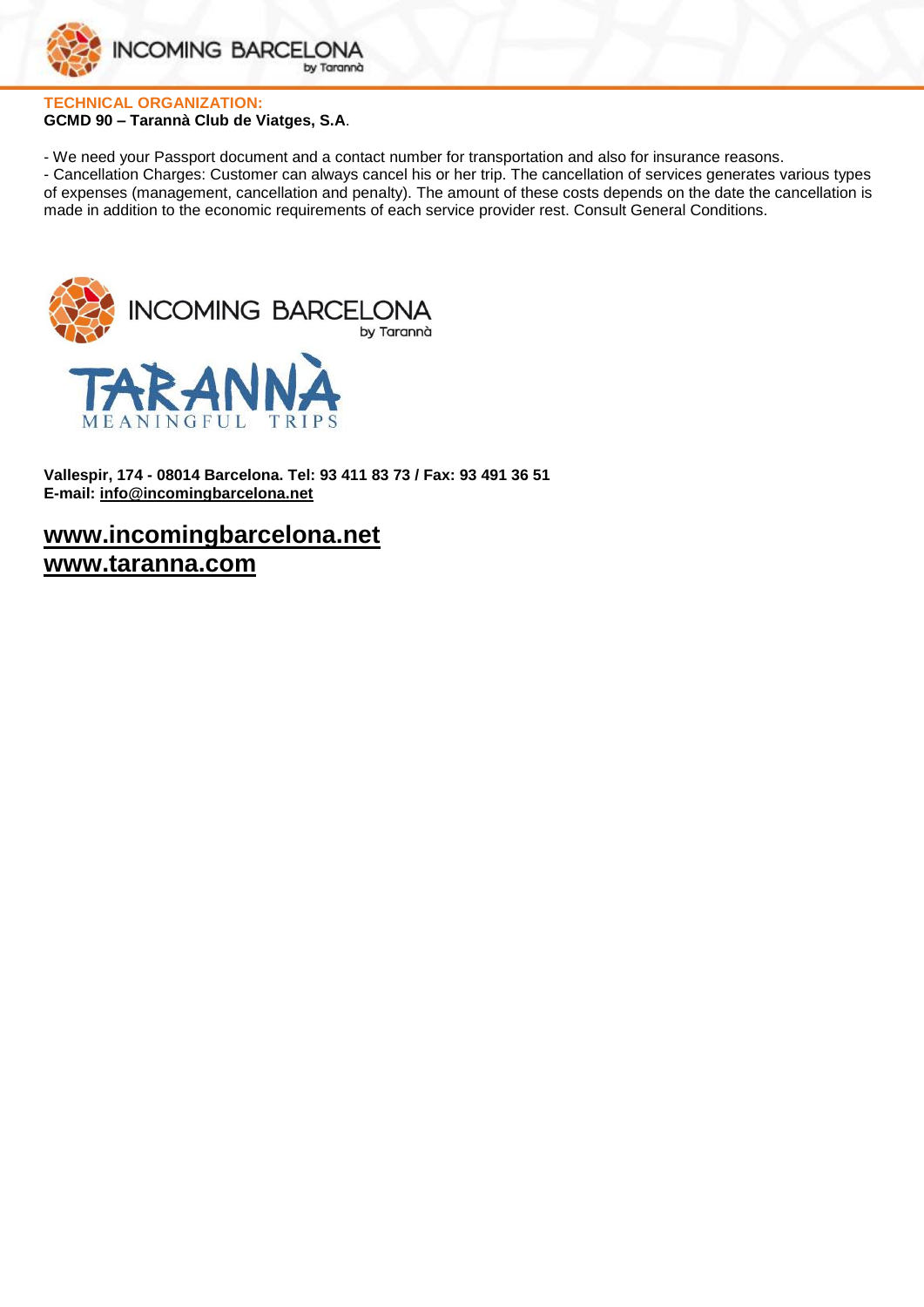**TECHNICAL ORGANIZATION:**
**GCMD 90 – Tarannà Club de Viatges, S.A**.

- We need your Passport document and a contact number for transportation and also for insurance reasons.
- Cancellation Charges: Customer can always cancel his or her trip. The cancellation of services generates various types of expenses (management, cancellation and penalty). The amount of these costs depends on the date the cancellation is made in addition to the economic requirements of each service provider rest. Consult General Conditions.

INCOMING BARCELONA
by Tarannà

TARANNÀ
MEANINGFUL TRIPS

**Vallespir, 174 - 08014 Barcelona. Tel: 93 411 83 73 / Fax: 93 491 36 51**
**E-mail: info@incomingbarcelona.net**

## www.incomingbarcelona.net
## www.taranna.com